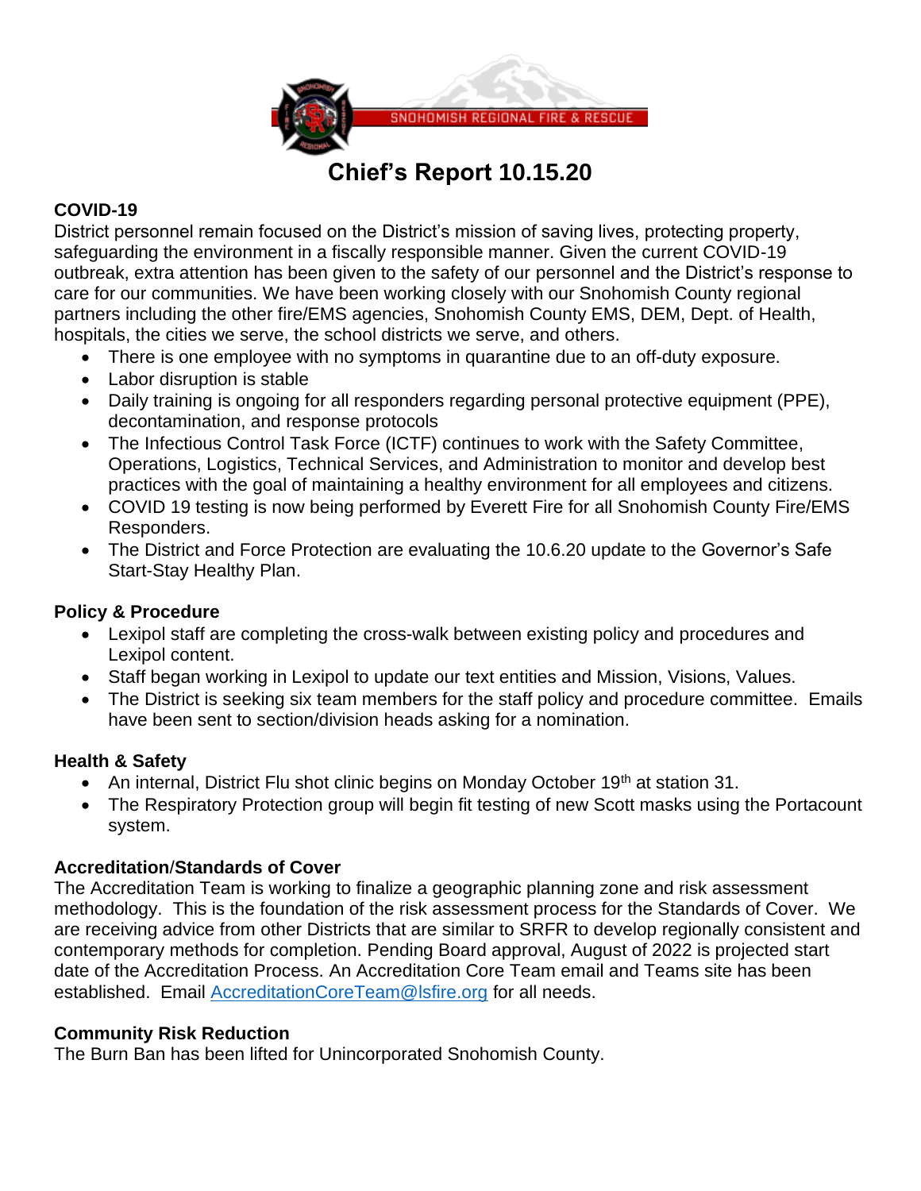SNOHOMISH REGIONAL FIRE & RESCUE

# Chief's Report 10.15.20

**COVID-19**

District personnel remain focused on the District's mission of saving lives, protecting property, safeguarding the environment in a fiscally responsible manner. Given the current COVID-19 outbreak, extra attention has been given to the safety of our personnel and the District's response to care for our communities. We have been working closely with our Snohomish County regional partners including the other fire/EMS agencies, Snohomish County EMS, DEM, Dept. of Health, hospitals, the cities we serve, the school districts we serve, and others.

- There is one employee with no symptoms in quarantine due to an off-duty exposure.
- Labor disruption is stable
- Daily training is ongoing for all responders regarding personal protective equipment (PPE), decontamination, and response protocols
- The Infectious Control Task Force (ICTF) continues to work with the Safety Committee, Operations, Logistics, Technical Services, and Administration to monitor and develop best practices with the goal of maintaining a healthy environment for all employees and citizens.
- COVID 19 testing is now being performed by Everett Fire for all Snohomish County Fire/EMS Responders.
- The District and Force Protection are evaluating the 10.6.20 update to the Governor's Safe Start-Stay Healthy Plan.

**Policy & Procedure**

- Lexipol staff are completing the cross-walk between existing policy and procedures and Lexipol content.
- Staff began working in Lexipol to update our text entities and Mission, Visions, Values.
- The District is seeking six team members for the staff policy and procedure committee. Emails have been sent to section/division heads asking for a nomination.

**Health & Safety**

- An internal, District Flu shot clinic begins on Monday October 19th at station 31.
- The Respiratory Protection group will begin fit testing of new Scott masks using the Portacount system.

**Accreditation/Standards of Cover**

The Accreditation Team is working to finalize a geographic planning zone and risk assessment methodology. This is the foundation of the risk assessment process for the Standards of Cover. We are receiving advice from other Districts that are similar to SRFR to develop regionally consistent and contemporary methods for completion. Pending Board approval, August of 2022 is projected start date of the Accreditation Process. An Accreditation Core Team email and Teams site has been established. Email AccreditationCoreTeam@lsfire.org for all needs.

**Community Risk Reduction**

The Burn Ban has been lifted for Unincorporated Snohomish County.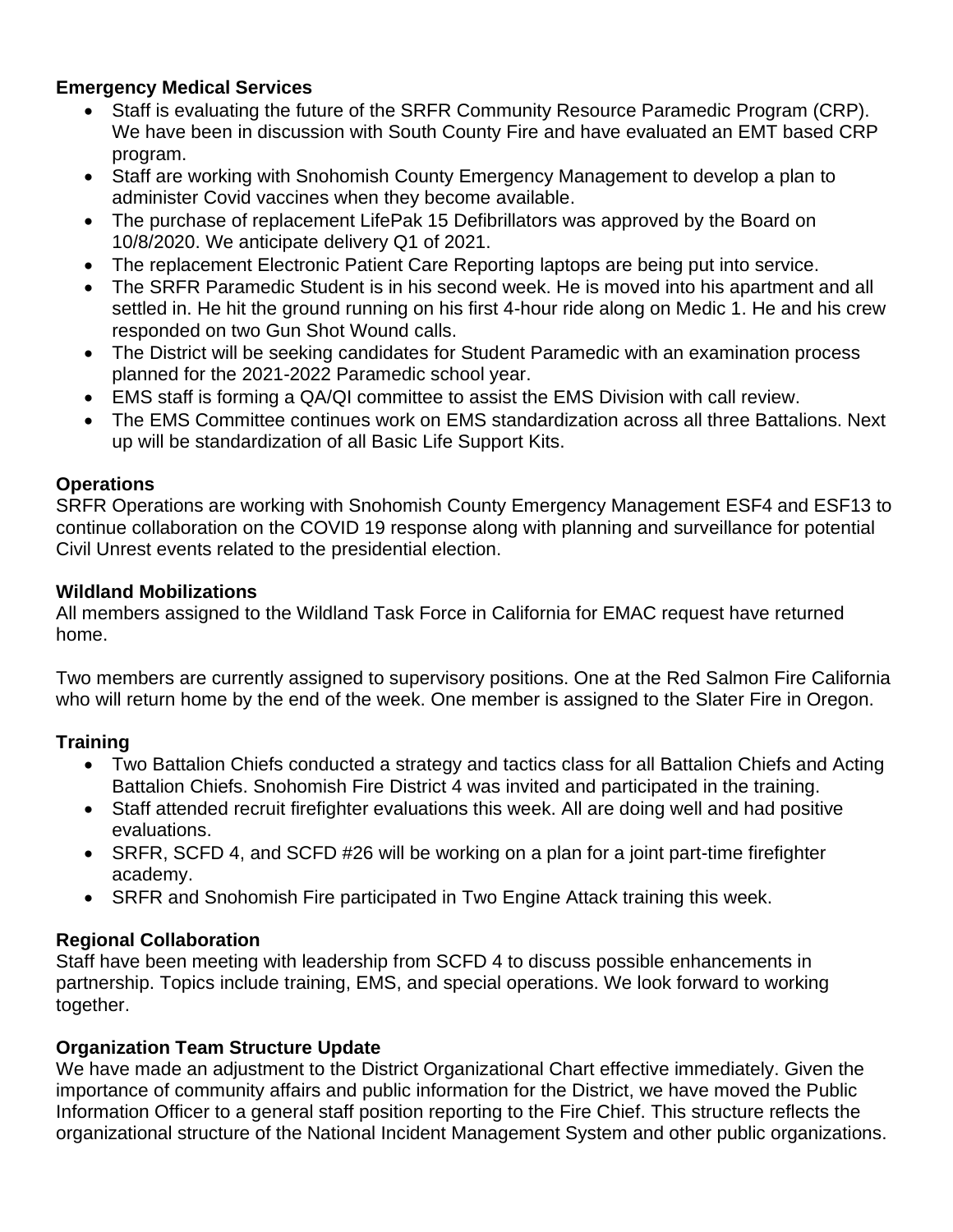**Emergency Medical Services**

- Staff is evaluating the future of the SRFR Community Resource Paramedic Program (CRP). We have been in discussion with South County Fire and have evaluated an EMT based CRP program.
- Staff are working with Snohomish County Emergency Management to develop a plan to administer Covid vaccines when they become available.
- The purchase of replacement LifePak 15 Defibrillators was approved by the Board on 10/8/2020. We anticipate delivery Q1 of 2021.
- The replacement Electronic Patient Care Reporting laptops are being put into service.
- The SRFR Paramedic Student is in his second week. He is moved into his apartment and all settled in. He hit the ground running on his first 4-hour ride along on Medic 1. He and his crew responded on two Gun Shot Wound calls.
- The District will be seeking candidates for Student Paramedic with an examination process planned for the 2021-2022 Paramedic school year.
- EMS staff is forming a QA/QI committee to assist the EMS Division with call review.
- The EMS Committee continues work on EMS standardization across all three Battalions. Next up will be standardization of all Basic Life Support Kits.

**Operations**

SRFR Operations are working with Snohomish County Emergency Management ESF4 and ESF13 to continue collaboration on the COVID 19 response along with planning and surveillance for potential Civil Unrest events related to the presidential election.

**Wildland Mobilizations**

All members assigned to the Wildland Task Force in California for EMAC request have returned home.

Two members are currently assigned to supervisory positions. One at the Red Salmon Fire California who will return home by the end of the week. One member is assigned to the Slater Fire in Oregon.

**Training**

- Two Battalion Chiefs conducted a strategy and tactics class for all Battalion Chiefs and Acting Battalion Chiefs. Snohomish Fire District 4 was invited and participated in the training.
- Staff attended recruit firefighter evaluations this week. All are doing well and had positive evaluations.
- SRFR, SCFD 4, and SCFD #26 will be working on a plan for a joint part-time firefighter academy.
- SRFR and Snohomish Fire participated in Two Engine Attack training this week.

**Regional Collaboration**

Staff have been meeting with leadership from SCFD 4 to discuss possible enhancements in partnership. Topics include training, EMS, and special operations. We look forward to working together.

**Organization Team Structure Update**

We have made an adjustment to the District Organizational Chart effective immediately. Given the importance of community affairs and public information for the District, we have moved the Public Information Officer to a general staff position reporting to the Fire Chief. This structure reflects the organizational structure of the National Incident Management System and other public organizations.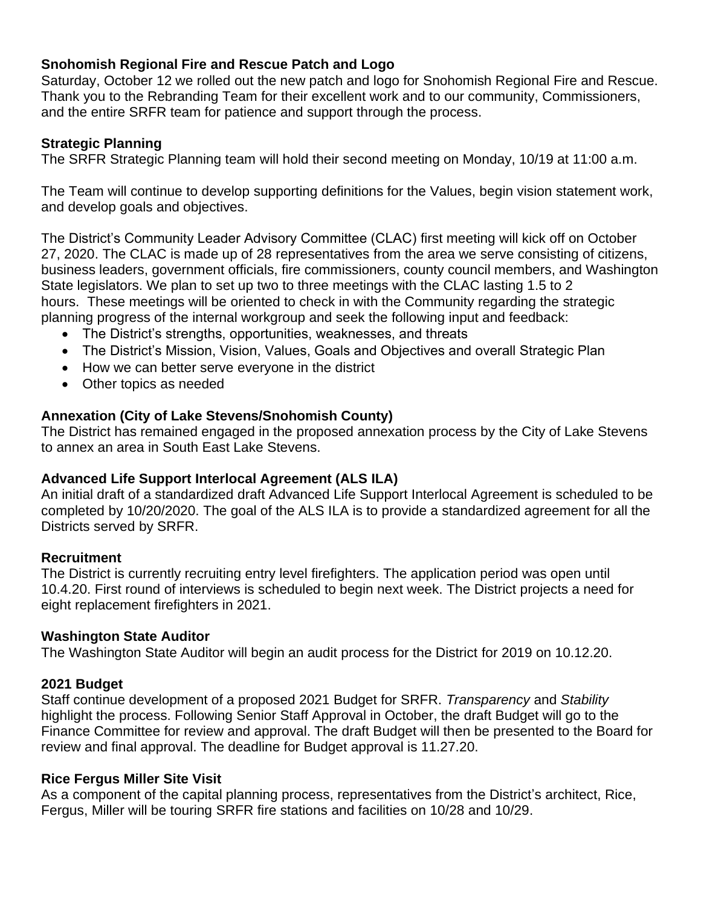**Snohomish Regional Fire and Rescue Patch and Logo**

Saturday, October 12 we rolled out the new patch and logo for Snohomish Regional Fire and Rescue. Thank you to the Rebranding Team for their excellent work and to our community, Commissioners, and the entire SRFR team for patience and support through the process.

**Strategic Planning**

The SRFR Strategic Planning team will hold their second meeting on Monday, 10/19 at 11:00 a.m.

The Team will continue to develop supporting definitions for the Values, begin vision statement work, and develop goals and objectives.

The District's Community Leader Advisory Committee (CLAC) first meeting will kick off on October 27, 2020. The CLAC is made up of 28 representatives from the area we serve consisting of citizens, business leaders, government officials, fire commissioners, county council members, and Washington State legislators. We plan to set up two to three meetings with the CLAC lasting 1.5 to 2 hours. These meetings will be oriented to check in with the Community regarding the strategic planning progress of the internal workgroup and seek the following input and feedback:

- The District's strengths, opportunities, weaknesses, and threats
- The District's Mission, Vision, Values, Goals and Objectives and overall Strategic Plan
- How we can better serve everyone in the district
- Other topics as needed

**Annexation (City of Lake Stevens/Snohomish County)**

The District has remained engaged in the proposed annexation process by the City of Lake Stevens to annex an area in South East Lake Stevens.

**Advanced Life Support Interlocal Agreement (ALS ILA)**

An initial draft of a standardized draft Advanced Life Support Interlocal Agreement is scheduled to be completed by 10/20/2020. The goal of the ALS ILA is to provide a standardized agreement for all the Districts served by SRFR.

**Recruitment**

The District is currently recruiting entry level firefighters. The application period was open until 10.4.20. First round of interviews is scheduled to begin next week. The District projects a need for eight replacement firefighters in 2021.

**Washington State Auditor**

The Washington State Auditor will begin an audit process for the District for 2019 on 10.12.20.

**2021 Budget**

Staff continue development of a proposed 2021 Budget for SRFR. *Transparency* and *Stability* highlight the process. Following Senior Staff Approval in October, the draft Budget will go to the Finance Committee for review and approval. The draft Budget will then be presented to the Board for review and final approval. The deadline for Budget approval is 11.27.20.

**Rice Fergus Miller Site Visit**

As a component of the capital planning process, representatives from the District's architect, Rice, Fergus, Miller will be touring SRFR fire stations and facilities on 10/28 and 10/29.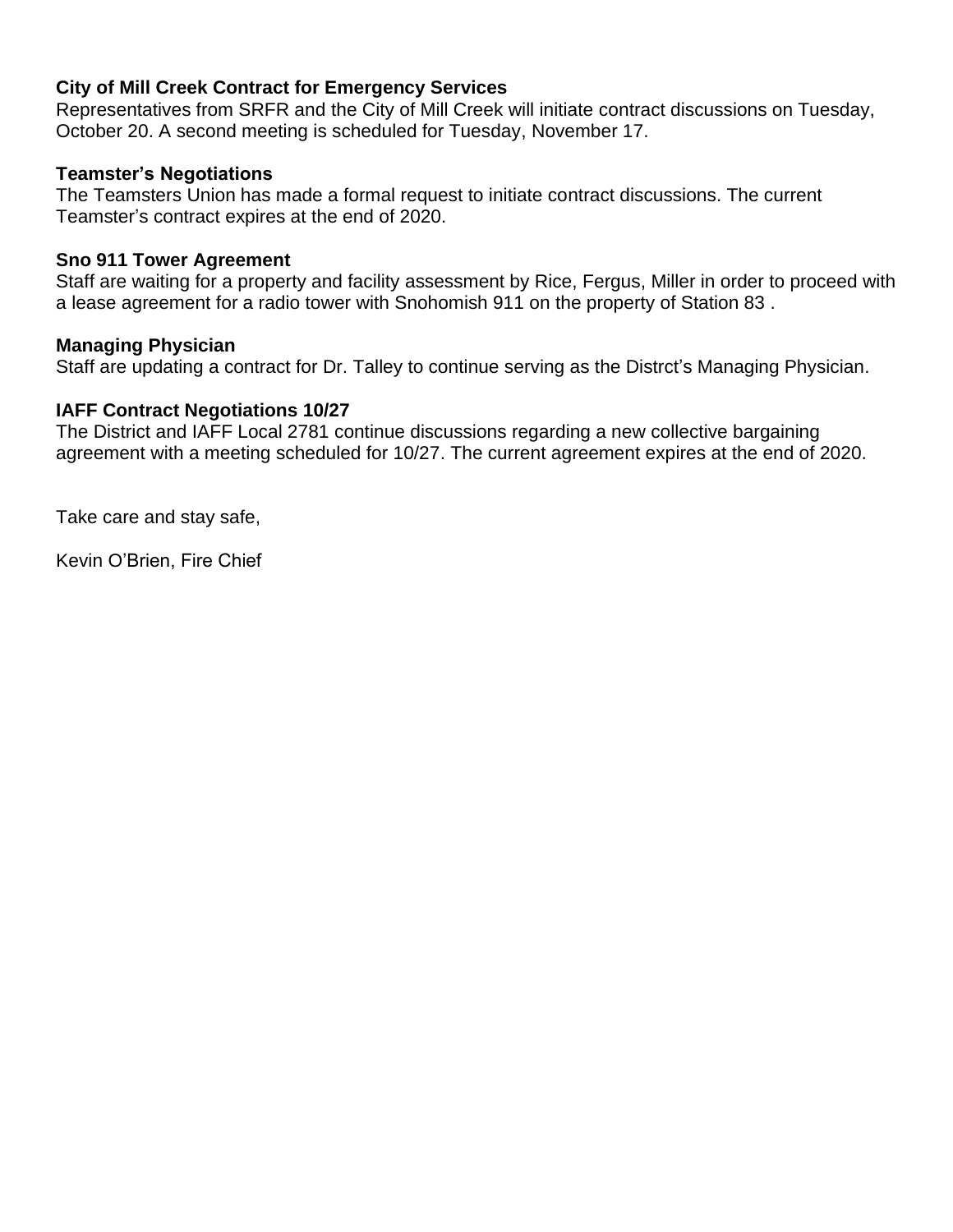**City of Mill Creek Contract for Emergency Services**
Representatives from SRFR and the City of Mill Creek will initiate contract discussions on Tuesday, October 20. A second meeting is scheduled for Tuesday, November 17.

**Teamster's Negotiations**
The Teamsters Union has made a formal request to initiate contract discussions. The current Teamster's contract expires at the end of 2020.

**Sno 911 Tower Agreement**
Staff are waiting for a property and facility assessment by Rice, Fergus, Miller in order to proceed with a lease agreement for a radio tower with Snohomish 911 on the property of Station 83 .

**Managing Physician**
Staff are updating a contract for Dr. Talley to continue serving as the Distrct's Managing Physician.

**IAFF Contract Negotiations 10/27**
The District and IAFF Local 2781 continue discussions regarding a new collective bargaining agreement with a meeting scheduled for 10/27. The current agreement expires at the end of 2020.

Take care and stay safe,

Kevin O'Brien, Fire Chief